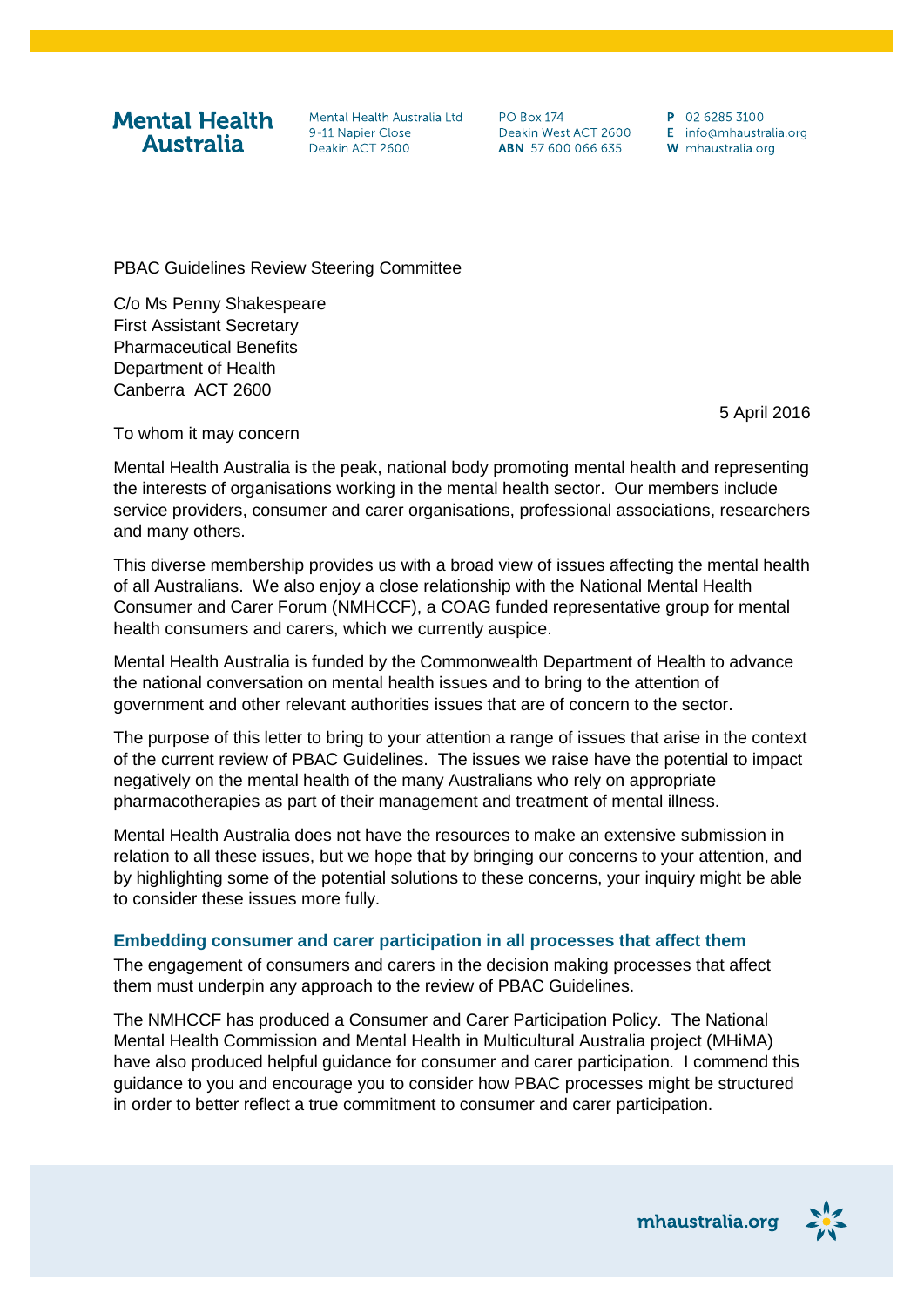**Mental Health Australia**

Mental Health Australia Ltd
9-11 Napier Close
Deakin ACT 2600

PO Box 174
Deakin West ACT 2600
**ABN** 57 600 066 635

**P** 02 6285 3100
**E** info@mhaustralia.org
**W** mhaustralia.org

PBAC Guidelines Review Steering Committee

C/o Ms Penny Shakespeare
First Assistant Secretary
Pharmaceutical Benefits
Department of Health
Canberra ACT 2600

5 April 2016

To whom it may concern

Mental Health Australia is the peak, national body promoting mental health and representing the interests of organisations working in the mental health sector. Our members include service providers, consumer and carer organisations, professional associations, researchers and many others.

This diverse membership provides us with a broad view of issues affecting the mental health of all Australians. We also enjoy a close relationship with the National Mental Health Consumer and Carer Forum (NMHCCF), a COAG funded representative group for mental health consumers and carers, which we currently auspice.

Mental Health Australia is funded by the Commonwealth Department of Health to advance the national conversation on mental health issues and to bring to the attention of government and other relevant authorities issues that are of concern to the sector.

The purpose of this letter to bring to your attention a range of issues that arise in the context of the current review of PBAC Guidelines. The issues we raise have the potential to impact negatively on the mental health of the many Australians who rely on appropriate pharmacotherapies as part of their management and treatment of mental illness.

Mental Health Australia does not have the resources to make an extensive submission in relation to all these issues, but we hope that by bringing our concerns to your attention, and by highlighting some of the potential solutions to these concerns, your inquiry might be able to consider these issues more fully.

## Embedding consumer and carer participation in all processes that affect them

The engagement of consumers and carers in the decision making processes that affect them must underpin any approach to the review of PBAC Guidelines.

The NMHCCF has produced a Consumer and Carer Participation Policy. The National Mental Health Commission and Mental Health in Multicultural Australia project (MHiMA) have also produced helpful guidance for consumer and carer participation. I commend this guidance to you and encourage you to consider how PBAC processes might be structured in order to better reflect a true commitment to consumer and carer participation.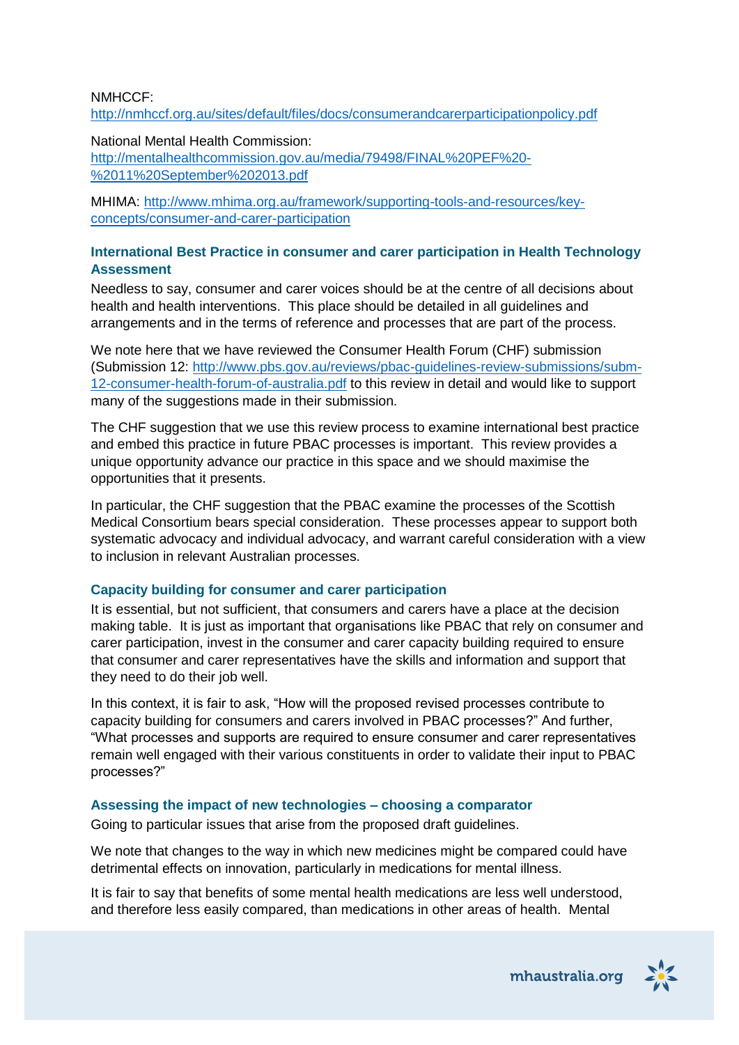NMHCCF: http://nmhccf.org.au/sites/default/files/docs/consumerandcarerparticipationpolicy.pdf

National Mental Health Commission: http://mentalhealthcommission.gov.au/media/79498/FINAL%20PEF%20-%2011%20September%202013.pdf

MHIMA: http://www.mhima.org.au/framework/supporting-tools-and-resources/key-concepts/consumer-and-carer-participation

### International Best Practice in consumer and carer participation in Health Technology Assessment

Needless to say, consumer and carer voices should be at the centre of all decisions about health and health interventions. This place should be detailed in all guidelines and arrangements and in the terms of reference and processes that are part of the process.

We note here that we have reviewed the Consumer Health Forum (CHF) submission (Submission 12: http://www.pbs.gov.au/reviews/pbac-guidelines-review-submissions/subm-12-consumer-health-forum-of-australia.pdf to this review in detail and would like to support many of the suggestions made in their submission.

The CHF suggestion that we use this review process to examine international best practice and embed this practice in future PBAC processes is important. This review provides a unique opportunity advance our practice in this space and we should maximise the opportunities that it presents.

In particular, the CHF suggestion that the PBAC examine the processes of the Scottish Medical Consortium bears special consideration. These processes appear to support both systematic advocacy and individual advocacy, and warrant careful consideration with a view to inclusion in relevant Australian processes.

### Capacity building for consumer and carer participation

It is essential, but not sufficient, that consumers and carers have a place at the decision making table. It is just as important that organisations like PBAC that rely on consumer and carer participation, invest in the consumer and carer capacity building required to ensure that consumer and carer representatives have the skills and information and support that they need to do their job well.

In this context, it is fair to ask, "How will the proposed revised processes contribute to capacity building for consumers and carers involved in PBAC processes?" And further, "What processes and supports are required to ensure consumer and carer representatives remain well engaged with their various constituents in order to validate their input to PBAC processes?"

### Assessing the impact of new technologies – choosing a comparator

Going to particular issues that arise from the proposed draft guidelines.

We note that changes to the way in which new medicines might be compared could have detrimental effects on innovation, particularly in medications for mental illness.

It is fair to say that benefits of some mental health medications are less well understood, and therefore less easily compared, than medications in other areas of health. Mental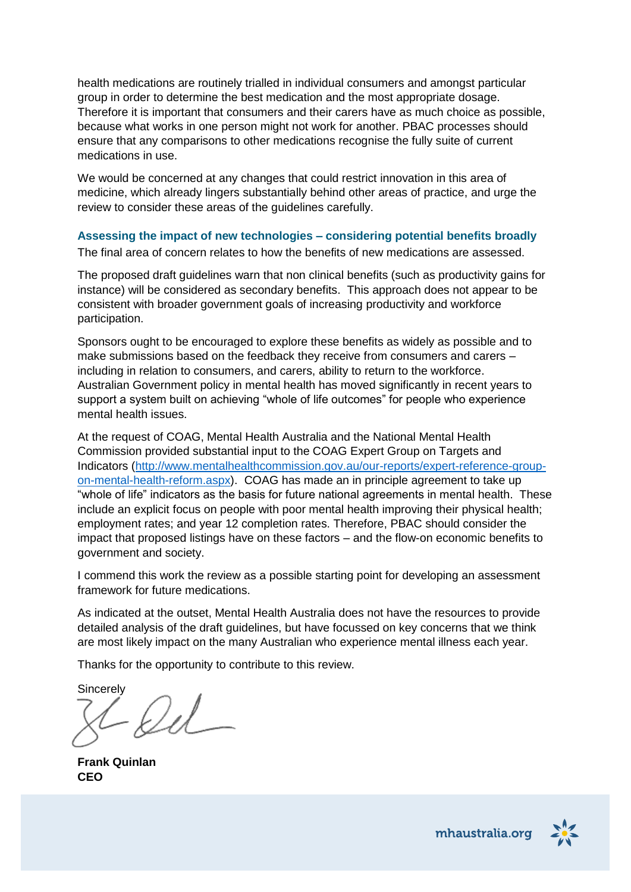health medications are routinely trialled in individual consumers and amongst particular group in order to determine the best medication and the most appropriate dosage. Therefore it is important that consumers and their carers have as much choice as possible, because what works in one person might not work for another. PBAC processes should ensure that any comparisons to other medications recognise the fully suite of current medications in use.

We would be concerned at any changes that could restrict innovation in this area of medicine, which already lingers substantially behind other areas of practice, and urge the review to consider these areas of the guidelines carefully.

### Assessing the impact of new technologies – considering potential benefits broadly

The final area of concern relates to how the benefits of new medications are assessed.

The proposed draft guidelines warn that non clinical benefits (such as productivity gains for instance) will be considered as secondary benefits. This approach does not appear to be consistent with broader government goals of increasing productivity and workforce participation.

Sponsors ought to be encouraged to explore these benefits as widely as possible and to make submissions based on the feedback they receive from consumers and carers – including in relation to consumers, and carers, ability to return to the workforce. Australian Government policy in mental health has moved significantly in recent years to support a system built on achieving "whole of life outcomes" for people who experience mental health issues.

At the request of COAG, Mental Health Australia and the National Mental Health Commission provided substantial input to the COAG Expert Group on Targets and Indicators ([http://www.mentalhealthcommission.gov.au/our-reports/expert-reference-group-on-mental-health-reform.aspx](http://www.mentalhealthcommission.gov.au/our-reports/expert-reference-group-on-mental-health-reform.aspx)). COAG has made an in principle agreement to take up "whole of life" indicators as the basis for future national agreements in mental health. These include an explicit focus on people with poor mental health improving their physical health; employment rates; and year 12 completion rates. Therefore, PBAC should consider the impact that proposed listings have on these factors – and the flow-on economic benefits to government and society.

I commend this work the review as a possible starting point for developing an assessment framework for future medications.

As indicated at the outset, Mental Health Australia does not have the resources to provide detailed analysis of the draft guidelines, but have focussed on key concerns that we think are most likely impact on the many Australian who experience mental illness each year.

Thanks for the opportunity to contribute to this review.

Sincerely

**Frank Quinlan**
**CEO**